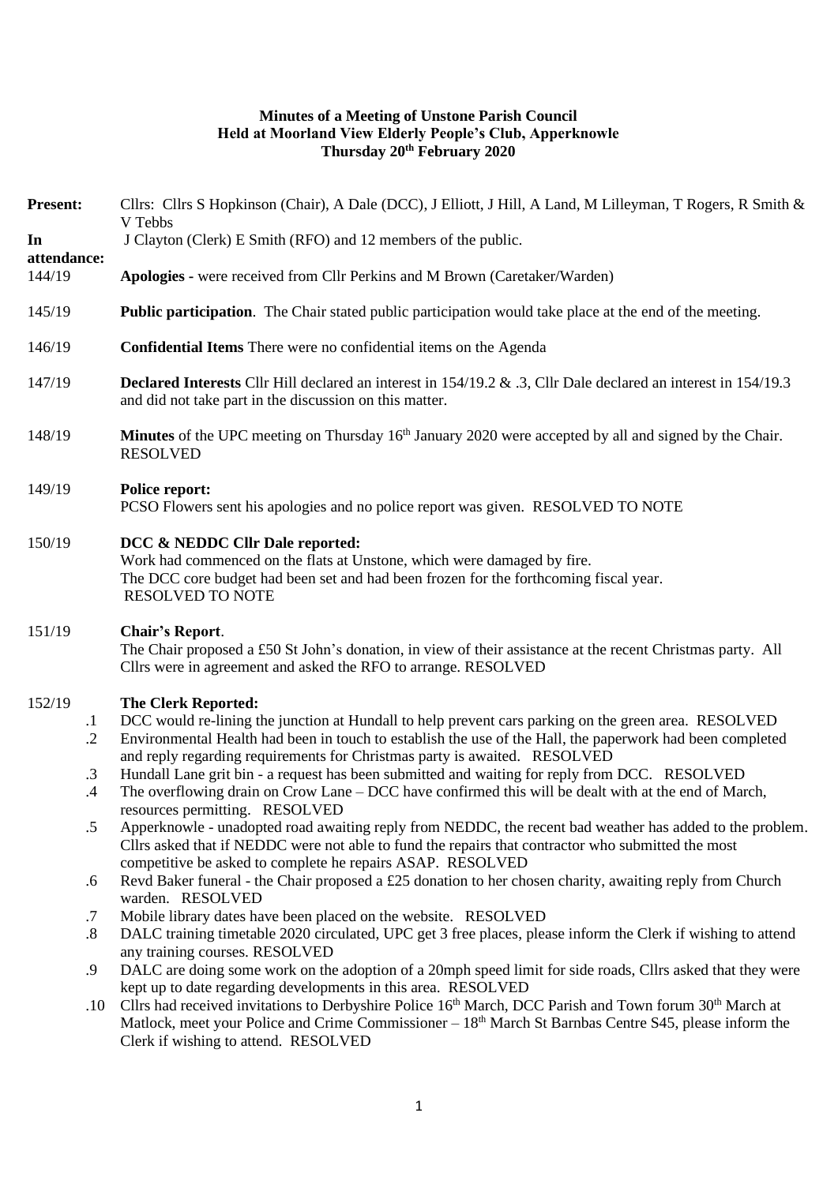**Minutes of a Meeting of Unstone Parish Council**
**Held at Moorland View Elderly People's Club, Apperknowle**
**Thursday 20th February 2020**

**Present:** Cllrs: Cllrs S Hopkinson (Chair), A Dale (DCC), J Elliott, J Hill, A Land, M Lilleyman, T Rogers, R Smith & V Tebbs

**In attendance:** J Clayton (Clerk) E Smith (RFO) and 12 members of the public.

144/19 **Apologies -** were received from Cllr Perkins and M Brown (Caretaker/Warden)

145/19 **Public participation**. The Chair stated public participation would take place at the end of the meeting.

146/19 **Confidential Items** There were no confidential items on the Agenda

147/19 **Declared Interests** Cllr Hill declared an interest in 154/19.2 & .3, Cllr Dale declared an interest in 154/19.3 and did not take part in the discussion on this matter.

148/19 **Minutes** of the UPC meeting on Thursday 16th January 2020 were accepted by all and signed by the Chair. RESOLVED

149/19 **Police report:**
PCSO Flowers sent his apologies and no police report was given. RESOLVED TO NOTE

150/19 **DCC & NEDDC Cllr Dale reported:**
Work had commenced on the flats at Unstone, which were damaged by fire.
The DCC core budget had been set and had been frozen for the forthcoming fiscal year.
RESOLVED TO NOTE

151/19 **Chair's Report**.
The Chair proposed a £50 St John's donation, in view of their assistance at the recent Christmas party. All Cllrs were in agreement and asked the RFO to arrange. RESOLVED

152/19 **The Clerk Reported:**

- .1 DCC would re-lining the junction at Hundall to help prevent cars parking on the green area. RESOLVED
- .2 Environmental Health had been in touch to establish the use of the Hall, the paperwork had been completed and reply regarding requirements for Christmas party is awaited. RESOLVED
- .3 Hundall Lane grit bin - a request has been submitted and waiting for reply from DCC. RESOLVED
- .4 The overflowing drain on Crow Lane – DCC have confirmed this will be dealt with at the end of March, resources permitting. RESOLVED
- .5 Apperknowle - unadopted road awaiting reply from NEDDC, the recent bad weather has added to the problem. Cllrs asked that if NEDDC were not able to fund the repairs that contractor who submitted the most competitive be asked to complete he repairs ASAP. RESOLVED
- .6 Revd Baker funeral - the Chair proposed a £25 donation to her chosen charity, awaiting reply from Church warden. RESOLVED
- .7 Mobile library dates have been placed on the website. RESOLVED
- .8 DALC training timetable 2020 circulated, UPC get 3 free places, please inform the Clerk if wishing to attend any training courses. RESOLVED
- .9 DALC are doing some work on the adoption of a 20mph speed limit for side roads, Cllrs asked that they were kept up to date regarding developments in this area. RESOLVED
- .10 Cllrs had received invitations to Derbyshire Police 16th March, DCC Parish and Town forum 30th March at Matlock, meet your Police and Crime Commissioner – 18th March St Barnbas Centre S45, please inform the Clerk if wishing to attend. RESOLVED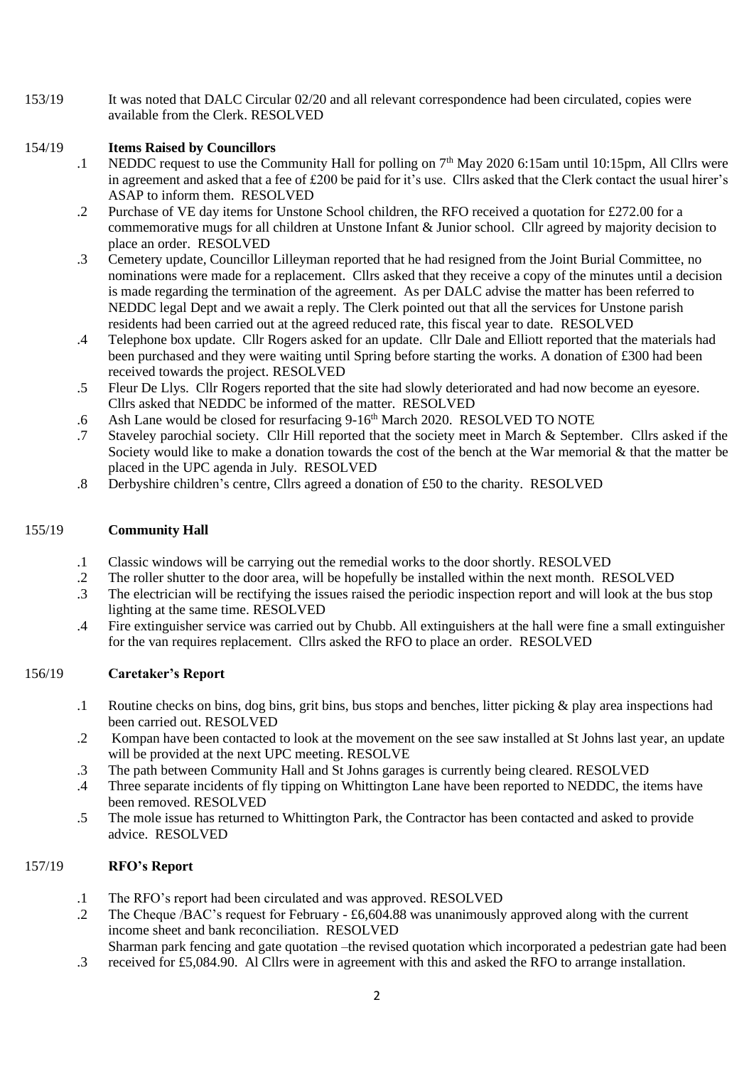153/19 It was noted that DALC Circular 02/20 and all relevant correspondence had been circulated, copies were available from the Clerk. RESOLVED

154/19 **Items Raised by Councillors**

.1 NEDDC request to use the Community Hall for polling on 7th May 2020 6:15am until 10:15pm, All Cllrs were in agreement and asked that a fee of £200 be paid for it's use. Cllrs asked that the Clerk contact the usual hirer's ASAP to inform them. RESOLVED

.2 Purchase of VE day items for Unstone School children, the RFO received a quotation for £272.00 for a commemorative mugs for all children at Unstone Infant & Junior school. Cllr agreed by majority decision to place an order. RESOLVED

.3 Cemetery update, Councillor Lilleyman reported that he had resigned from the Joint Burial Committee, no nominations were made for a replacement. Cllrs asked that they receive a copy of the minutes until a decision is made regarding the termination of the agreement. As per DALC advise the matter has been referred to NEDDC legal Dept and we await a reply. The Clerk pointed out that all the services for Unstone parish residents had been carried out at the agreed reduced rate, this fiscal year to date. RESOLVED

.4 Telephone box update. Cllr Rogers asked for an update. Cllr Dale and Elliott reported that the materials had been purchased and they were waiting until Spring before starting the works. A donation of £300 had been received towards the project. RESOLVED

.5 Fleur De Lys. Cllr Rogers reported that the site had slowly deteriorated and had now become an eyesore. Cllrs asked that NEDDC be informed of the matter. RESOLVED

.6 Ash Lane would be closed for resurfacing 9-16th March 2020. RESOLVED TO NOTE

.7 Staveley parochial society. Cllr Hill reported that the society meet in March & September. Cllrs asked if the Society would like to make a donation towards the cost of the bench at the War memorial & that the matter be placed in the UPC agenda in July. RESOLVED

.8 Derbyshire children's centre, Cllrs agreed a donation of £50 to the charity. RESOLVED

155/19 **Community Hall**

.1 Classic windows will be carrying out the remedial works to the door shortly. RESOLVED

.2 The roller shutter to the door area, will be hopefully be installed within the next month. RESOLVED

.3 The electrician will be rectifying the issues raised the periodic inspection report and will look at the bus stop lighting at the same time. RESOLVED

.4 Fire extinguisher service was carried out by Chubb. All extinguishers at the hall were fine a small extinguisher for the van requires replacement. Cllrs asked the RFO to place an order. RESOLVED

156/19 **Caretaker's Report**

.1 Routine checks on bins, dog bins, grit bins, bus stops and benches, litter picking & play area inspections had been carried out. RESOLVED

.2 Kompan have been contacted to look at the movement on the see saw installed at St Johns last year, an update will be provided at the next UPC meeting. RESOLVE

.3 The path between Community Hall and St Johns garages is currently being cleared. RESOLVED

.4 Three separate incidents of fly tipping on Whittington Lane have been reported to NEDDC, the items have been removed. RESOLVED

.5 The mole issue has returned to Whittington Park, the Contractor has been contacted and asked to provide advice. RESOLVED

157/19 **RFO's Report**

.1 The RFO's report had been circulated and was approved. RESOLVED

.2 The Cheque /BAC's request for February - £6,604.88 was unanimously approved along with the current income sheet and bank reconciliation. RESOLVED

.3 Sharman park fencing and gate quotation –the revised quotation which incorporated a pedestrian gate had been received for £5,084.90. Al Cllrs were in agreement with this and asked the RFO to arrange installation.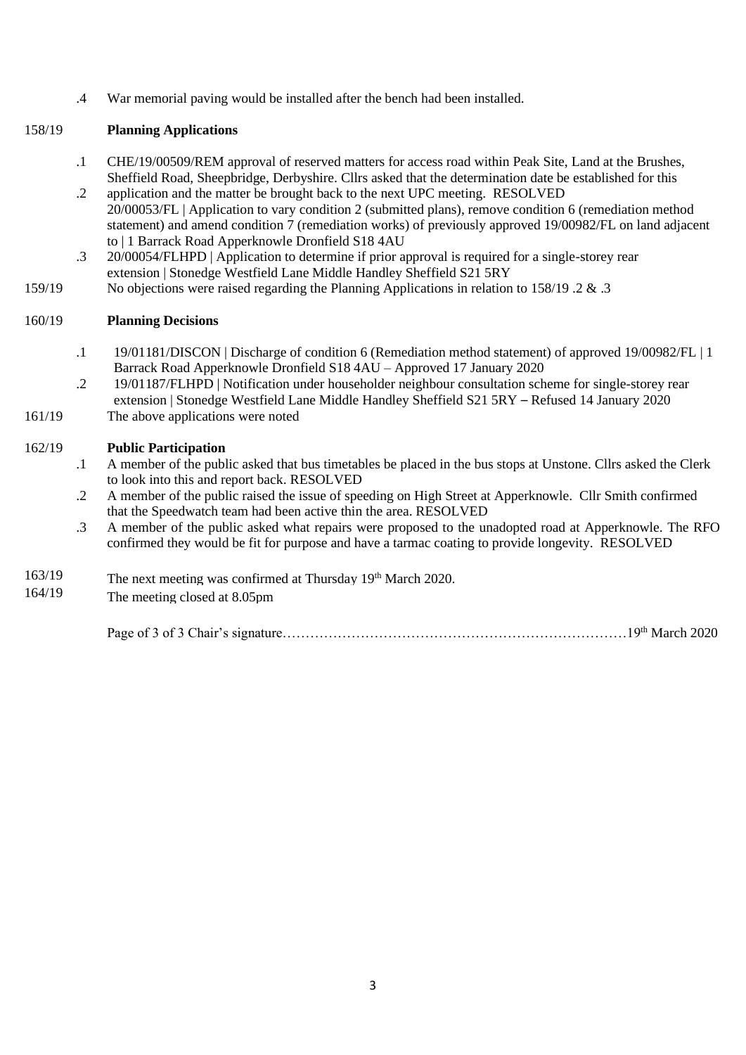.4 War memorial paving would be installed after the bench had been installed.

158/19 **Planning Applications**

.1 CHE/19/00509/REM approval of reserved matters for access road within Peak Site, Land at the Brushes, Sheffield Road, Sheepbridge, Derbyshire. Cllrs asked that the determination date be established for this application and the matter be brought back to the next UPC meeting. RESOLVED

.2 20/00053/FL | Application to vary condition 2 (submitted plans), remove condition 6 (remediation method statement) and amend condition 7 (remediation works) of previously approved 19/00982/FL on land adjacent to | 1 Barrack Road Apperknowle Dronfield S18 4AU

.3 20/00054/FLHPD | Application to determine if prior approval is required for a single-storey rear extension | Stonedge Westfield Lane Middle Handley Sheffield S21 5RY

159/19 No objections were raised regarding the Planning Applications in relation to 158/19 .2 & .3

160/19 **Planning Decisions**

.1 19/01181/DISCON | Discharge of condition 6 (Remediation method statement) of approved 19/00982/FL | 1 Barrack Road Apperknowle Dronfield S18 4AU – Approved 17 January 2020

.2 19/01187/FLHPD | Notification under householder neighbour consultation scheme for single-storey rear extension | Stonedge Westfield Lane Middle Handley Sheffield S21 5RY – Refused 14 January 2020

161/19 The above applications were noted

162/19 **Public Participation**

.1 A member of the public asked that bus timetables be placed in the bus stops at Unstone. Cllrs asked the Clerk to look into this and report back. RESOLVED

.2 A member of the public raised the issue of speeding on High Street at Apperknowle. Cllr Smith confirmed that the Speedwatch team had been active thin the area. RESOLVED

.3 A member of the public asked what repairs were proposed to the unadopted road at Apperknowle. The RFO confirmed they would be fit for purpose and have a tarmac coating to provide longevity. RESOLVED

163/19 The next meeting was confirmed at Thursday 19th March 2020.

164/19 The meeting closed at 8.05pm

Page of 3 of 3 Chair's signature…………………………………………………………………19th March 2020